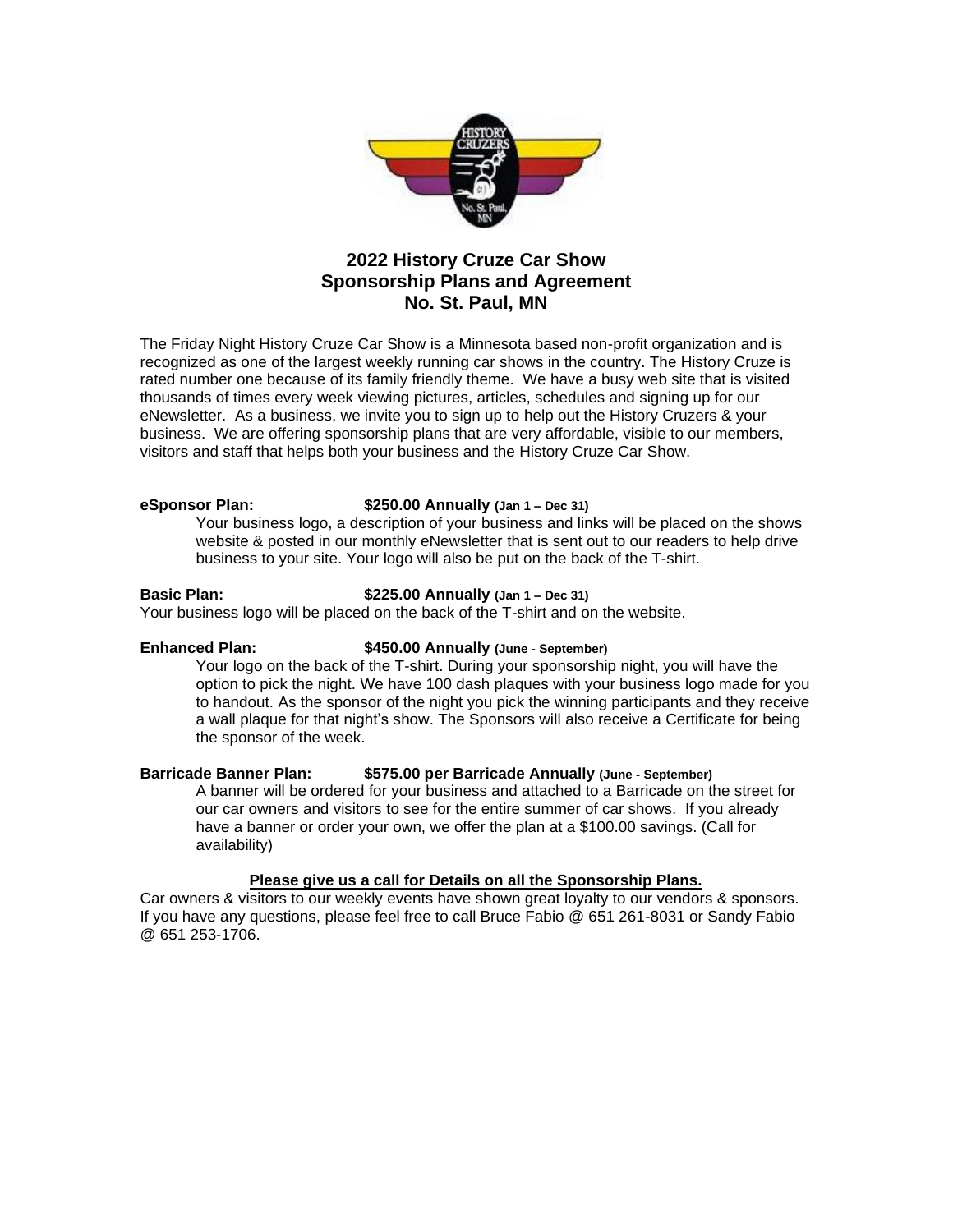# 2022 History Cruze Car Show
## Sponsorship Plans and Agreement
## No. St. Paul, MN

The Friday Night History Cruze Car Show is a Minnesota based non-profit organization and is recognized as one of the largest weekly running car shows in the country. The History Cruze is rated number one because of its family friendly theme. We have a busy web site that is visited thousands of times every week viewing pictures, articles, schedules and signing up for our eNewsletter. As a business, we invite you to sign up to help out the History Cruzers & your business. We are offering sponsorship plans that are very affordable, visible to our members, visitors and staff that helps both your business and the History Cruze Car Show.

**eSponsor Plan:** **$250.00 Annually (Jan 1 – Dec 31)**

Your business logo, a description of your business and links will be placed on the shows website & posted in our monthly eNewsletter that is sent out to our readers to help drive business to your site. Your logo will also be put on the back of the T-shirt.

**Basic Plan:** **$225.00 Annually (Jan 1 – Dec 31)**

Your business logo will be placed on the back of the T-shirt and on the website.

**Enhanced Plan:** **$450.00 Annually (June - September)**

Your logo on the back of the T-shirt. During your sponsorship night, you will have the option to pick the night. We have 100 dash plaques with your business logo made for you to handout. As the sponsor of the night you pick the winning participants and they receive a wall plaque for that night's show. The Sponsors will also receive a Certificate for being the sponsor of the week.

**Barricade Banner Plan:** **$575.00 per Barricade Annually (June - September)**

A banner will be ordered for your business and attached to a Barricade on the street for our car owners and visitors to see for the entire summer of car shows. If you already have a banner or order your own, we offer the plan at a $100.00 savings. (Call for availability)

**Please give us a call for Details on all the Sponsorship Plans.**

Car owners & visitors to our weekly events have shown great loyalty to our vendors & sponsors. If you have any questions, please feel free to call Bruce Fabio @ 651 261-8031 or Sandy Fabio @ 651 253-1706.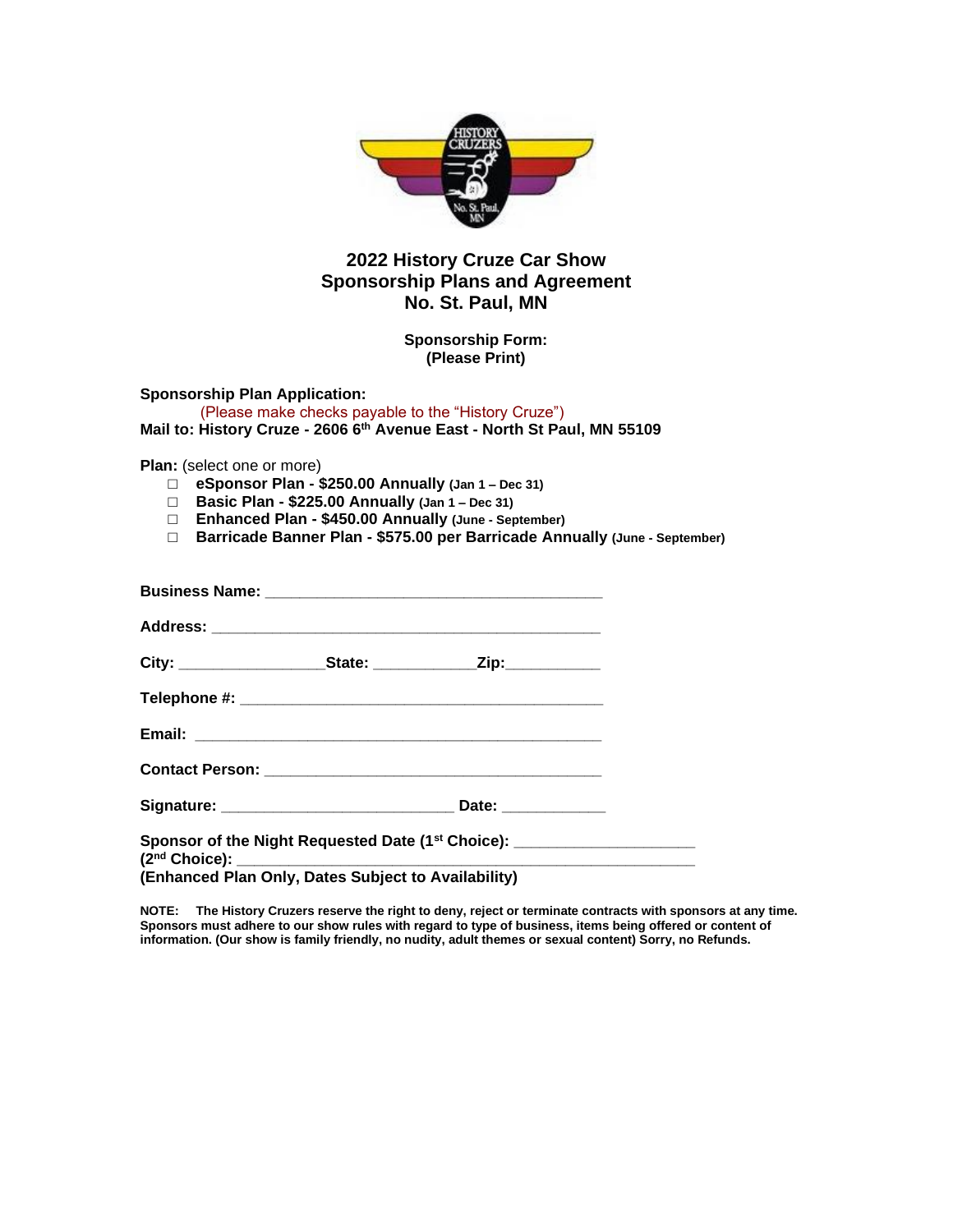# 2022 History Cruze Car Show
# Sponsorship Plans and Agreement
# No. St. Paul, MN

**Sponsorship Form:**
**(Please Print)**

**Sponsorship Plan Application:**

(Please make checks payable to the "History Cruze")

**Mail to: History Cruze - 2606 6th Avenue East - North St Paul, MN 55109**

**Plan:** (select one or more)

- ☐ **eSponsor Plan - $250.00 Annually (Jan 1 – Dec 31)**
- ☐ **Basic Plan - $225.00 Annually (Jan 1 – Dec 31)**
- ☐ **Enhanced Plan - $450.00 Annually (June - September)**
- ☐ **Barricade Banner Plan - $575.00 per Barricade Annually (June - September)**

**Business Name:** ________________________________________

**Address:** ______________________________________________

**City:** _________________**State:** ____________**Zip:**___________

**Telephone #:** ___________________________________________

**Email:** _________________________________________________

**Contact Person:** ________________________________________

**Signature:** ___________________________ **Date:** ____________

**Sponsor of the Night Requested Date (1st Choice):** ____________________
**(2nd Choice):** _______________________________________________________
**(Enhanced Plan Only, Dates Subject to Availability)**

**NOTE: The History Cruzers reserve the right to deny, reject or terminate contracts with sponsors at any time. Sponsors must adhere to our show rules with regard to type of business, items being offered or content of information. (Our show is family friendly, no nudity, adult themes or sexual content) Sorry, no Refunds.**